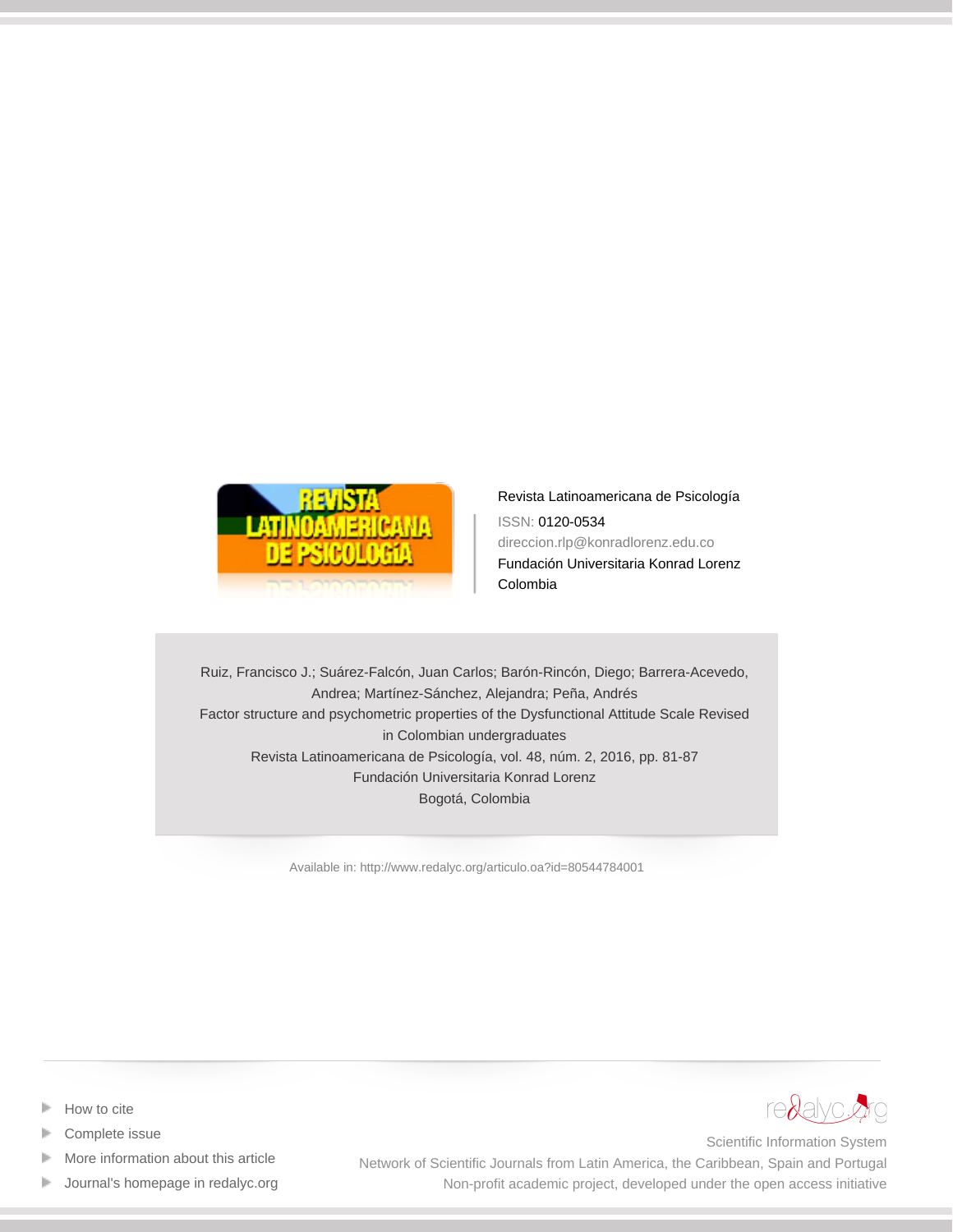Revista Latinoamericana de Psicología

ISSN: 0120-0534

direccion.rlp@konradlorenz.edu.co

Fundación Universitaria Konrad Lorenz

Colombia

Ruiz, Francisco J.; Suárez-Falcón, Juan Carlos; Barón-Rincón, Diego; Barrera-Acevedo, Andrea; Martínez-Sánchez, Alejandra; Peña, Andrés

Factor structure and psychometric properties of the Dysfunctional Attitude Scale Revised in Colombian undergraduates

Revista Latinoamericana de Psicología, vol. 48, núm. 2, 2016, pp. 81-87

Fundación Universitaria Konrad Lorenz

Bogotá, Colombia

Available in: http://www.redalyc.org/articulo.oa?id=80544784001

- How to cite
- Complete issue
- More information about this article
- Journal's homepage in redalyc.org

redalyc.org

Scientific Information System

Network of Scientific Journals from Latin America, the Caribbean, Spain and Portugal

Non-profit academic project, developed under the open access initiative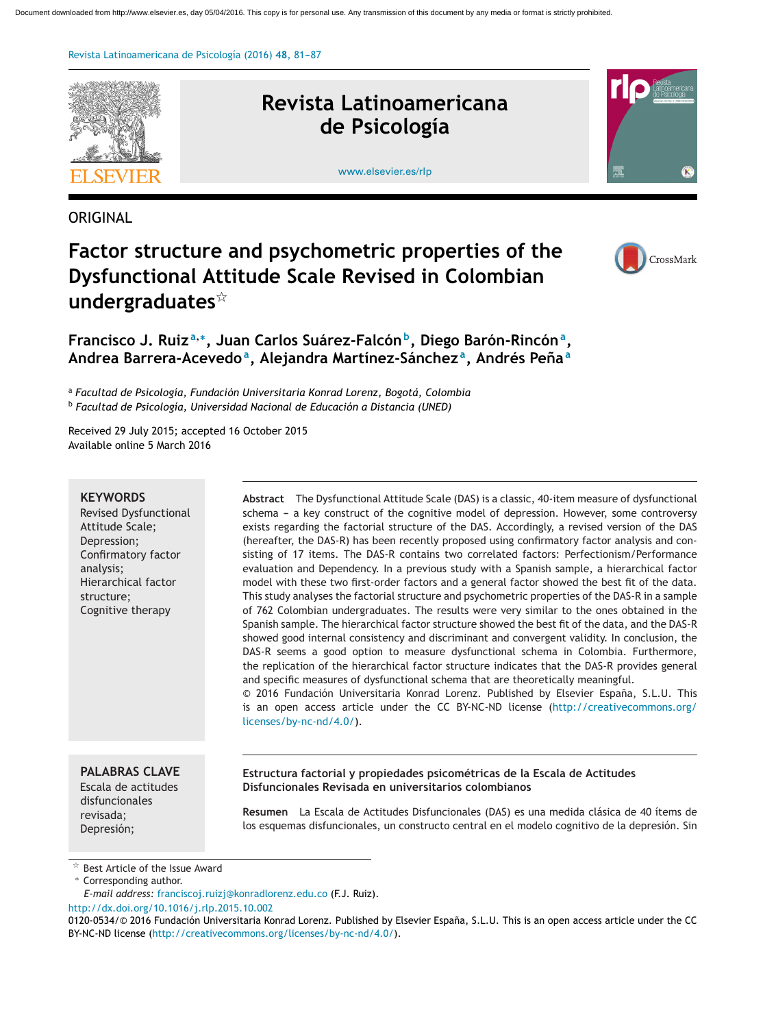ORIGINAL

# Factor structure and psychometric properties of the Dysfunctional Attitude Scale Revised in Colombian undergraduates☆

**Francisco J. Ruiz**[a,*], **Juan Carlos Suárez-Falcón**[b], **Diego Barón-Rincón**[a], **Andrea Barrera-Acevedo**[a], **Alejandra Martínez-Sánchez**[a], **Andrés Peña**[a]

[a] *Facultad de Psicología, Fundación Universitaria Konrad Lorenz, Bogotá, Colombia*
[b] *Facultad de Psicología, Universidad Nacional de Educación a Distancia (UNED)*

Received 29 July 2015; accepted 16 October 2015
Available online 5 March 2016

**KEYWORDS**
Revised Dysfunctional Attitude Scale;
Depression;
Confirmatory factor analysis;
Hierarchical factor structure;
Cognitive therapy

**Abstract** The Dysfunctional Attitude Scale (DAS) is a classic, 40-item measure of dysfunctional schema – a key construct of the cognitive model of depression. However, some controversy exists regarding the factorial structure of the DAS. Accordingly, a revised version of the DAS (hereafter, the DAS-R) has been recently proposed using confirmatory factor analysis and consisting of 17 items. The DAS-R contains two correlated factors: Perfectionism/Performance evaluation and Dependency. In a previous study with a Spanish sample, a hierarchical factor model with these two first-order factors and a general factor showed the best fit of the data. This study analyses the factorial structure and psychometric properties of the DAS-R in a sample of 762 Colombian undergraduates. The results were very similar to the ones obtained in the Spanish sample. The hierarchical factor structure showed the best fit of the data, and the DAS-R showed good internal consistency and discriminant and convergent validity. In conclusion, the DAS-R seems a good option to measure dysfunctional schema in Colombia. Furthermore, the replication of the hierarchical factor structure indicates that the DAS-R provides general and specific measures of dysfunctional schema that are theoretically meaningful.
© 2016 Fundación Universitaria Konrad Lorenz. Published by Elsevier España, S.L.U. This is an open access article under the CC BY-NC-ND license (http://creativecommons.org/licenses/by-nc-nd/4.0/).

**PALABRAS CLAVE**
Escala de actitudes disfuncionales revisada;
Depresión;

**Estructura factorial y propiedades psicométricas de la Escala de Actitudes Disfuncionales Revisada en universitarios colombianos**

**Resumen** La Escala de Actitudes Disfuncionales (DAS) es una medida clásica de 40 ítems de los esquemas disfuncionales, un constructo central en el modelo cognitivo de la depresión. Sin

☆ Best Article of the Issue Award
* Corresponding author.
*E-mail address:* franciscoj.ruizj@konradlorenz.edu.co (F.J. Ruiz).

http://dx.doi.org/10.1016/j.rlp.2015.10.002
0120-0534/© 2016 Fundación Universitaria Konrad Lorenz. Published by Elsevier España, S.L.U. This is an open access article under the CC BY-NC-ND license (http://creativecommons.org/licenses/by-nc-nd/4.0/).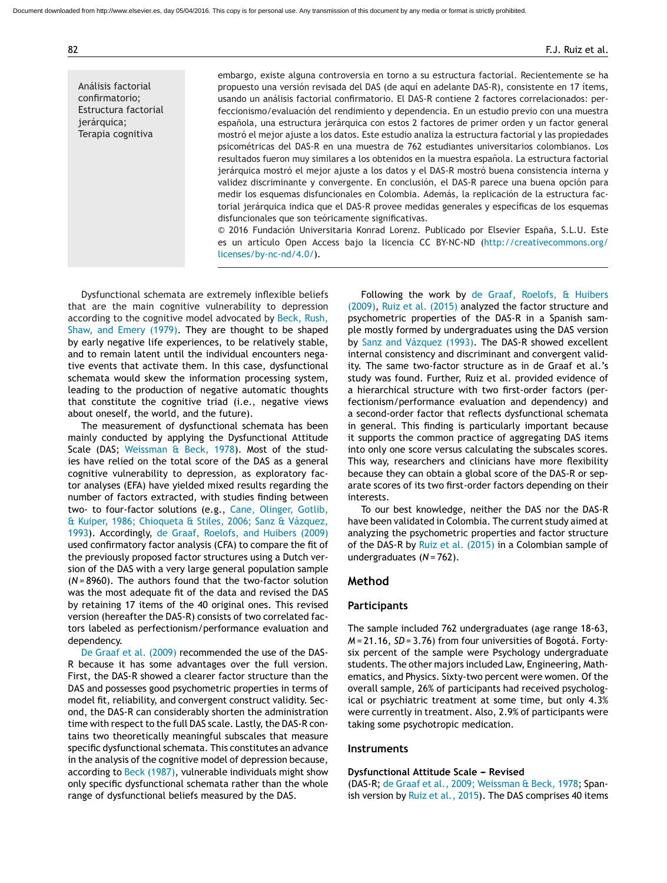Análisis factorial confirmatorio; Estructura factorial jerárquica; Terapia cognitiva

embargo, existe alguna controversia en torno a su estructura factorial. Recientemente se ha propuesto una versión revisada del DAS (de aquí en adelante DAS-R), consistente en 17 ítems, usando un análisis factorial confirmatorio. El DAS-R contiene 2 factores correlacionados: perfeccionismo/evaluación del rendimiento y dependencia. En un estudio previo con una muestra española, una estructura jerárquica con estos 2 factores de primer orden y un factor general mostró el mejor ajuste a los datos. Este estudio analiza la estructura factorial y las propiedades psicométricas del DAS-R en una muestra de 762 estudiantes universitarios colombianos. Los resultados fueron muy similares a los obtenidos en la muestra española. La estructura factorial jerárquica mostró el mejor ajuste a los datos y el DAS-R mostró buena consistencia interna y validez discriminante y convergente. En conclusión, el DAS-R parece una buena opción para medir los esquemas disfuncionales en Colombia. Además, la replicación de la estructura factorial jerárquica indica que el DAS-R provee medidas generales y específicas de los esquemas disfuncionales que son teóricamente significativas.

© 2016 Fundación Universitaria Konrad Lorenz. Publicado por Elsevier España, S.L.U. Este es un artículo Open Access bajo la licencia CC BY-NC-ND (http://creativecommons.org/licenses/by-nc-nd/4.0/).

Dysfunctional schemata are extremely inflexible beliefs that are the main cognitive vulnerability to depression according to the cognitive model advocated by Beck, Rush, Shaw, and Emery (1979). They are thought to be shaped by early negative life experiences, to be relatively stable, and to remain latent until the individual encounters negative events that activate them. In this case, dysfunctional schemata would skew the information processing system, leading to the production of negative automatic thoughts that constitute the cognitive triad (i.e., negative views about oneself, the world, and the future).

The measurement of dysfunctional schemata has been mainly conducted by applying the Dysfunctional Attitude Scale (DAS; Weissman & Beck, 1978). Most of the studies have relied on the total score of the DAS as a general cognitive vulnerability to depression, as exploratory factor analyses (EFA) have yielded mixed results regarding the number of factors extracted, with studies finding between two- to four-factor solutions (e.g., Cane, Olinger, Gotlib, & Kuiper, 1986; Chioqueta & Stiles, 2006; Sanz & Vázquez, 1993). Accordingly, de Graaf, Roelofs, and Huibers (2009) used confirmatory factor analysis (CFA) to compare the fit of the previously proposed factor structures using a Dutch version of the DAS with a very large general population sample ($N = 8960$). The authors found that the two-factor solution was the most adequate fit of the data and revised the DAS by retaining 17 items of the 40 original ones. This revised version (hereafter the DAS-R) consists of two correlated factors labeled as perfectionism/performance evaluation and dependency.

De Graaf et al. (2009) recommended the use of the DAS-R because it has some advantages over the full version. First, the DAS-R showed a clearer factor structure than the DAS and possesses good psychometric properties in terms of model fit, reliability, and convergent construct validity. Second, the DAS-R can considerably shorten the administration time with respect to the full DAS scale. Lastly, the DAS-R contains two theoretically meaningful subscales that measure specific dysfunctional schemata. This constitutes an advance in the analysis of the cognitive model of depression because, according to Beck (1987), vulnerable individuals might show only specific dysfunctional schemata rather than the whole range of dysfunctional beliefs measured by the DAS.

Following the work by de Graaf, Roelofs, & Huibers (2009), Ruiz et al. (2015) analyzed the factor structure and psychometric properties of the DAS-R in a Spanish sample mostly formed by undergraduates using the DAS version by Sanz and Vázquez (1993). The DAS-R showed excellent internal consistency and discriminant and convergent validity. The same two-factor structure as in de Graaf et al.'s study was found. Further, Ruiz et al. provided evidence of a hierarchical structure with two first-order factors (perfectionism/performance evaluation and dependency) and a second-order factor that reflects dysfunctional schemata in general. This finding is particularly important because it supports the common practice of aggregating DAS items into only one score versus calculating the subscales scores. This way, researchers and clinicians have more flexibility because they can obtain a global score of the DAS-R or separate scores of its two first-order factors depending on their interests.

To our best knowledge, neither the DAS nor the DAS-R have been validated in Colombia. The current study aimed at analyzing the psychometric properties and factor structure of the DAS-R by Ruiz et al. (2015) in a Colombian sample of undergraduates ($N = 762$).

## Method

### Participants

The sample included 762 undergraduates (age range 18-63, $M = 21.16$, $SD = 3.76$) from four universities of Bogotá. Forty-six percent of the sample were Psychology undergraduate students. The other majors included Law, Engineering, Mathematics, and Physics. Sixty-two percent were women. Of the overall sample, 26% of participants had received psychological or psychiatric treatment at some time, but only 4.3% were currently in treatment. Also, 2.9% of participants were taking some psychotropic medication.

### Instruments

**Dysfunctional Attitude Scale – Revised**

(DAS-R; de Graaf et al., 2009; Weissman & Beck, 1978; Spanish version by Ruiz et al., 2015). The DAS comprises 40 items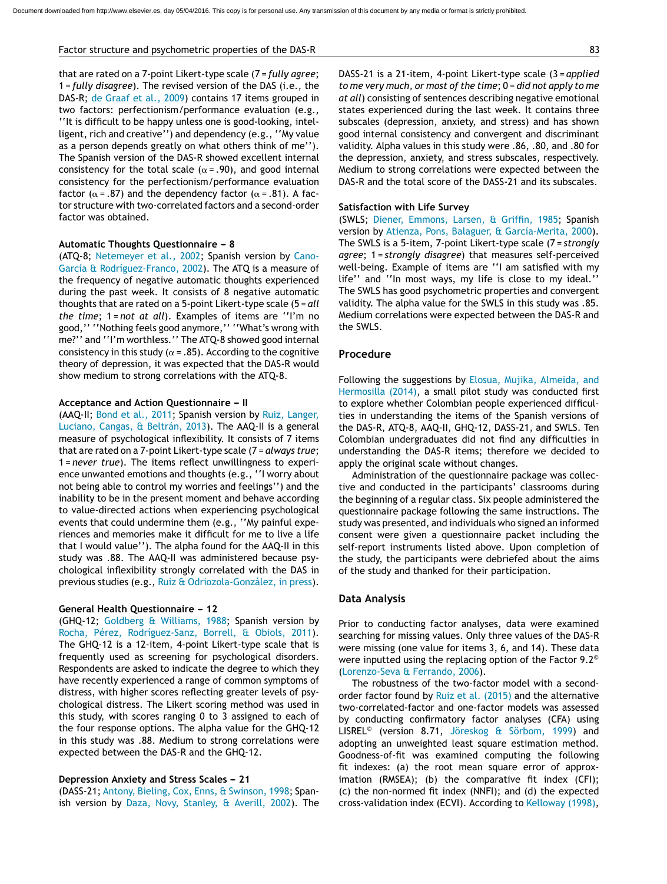that are rated on a 7-point Likert-type scale (7 = *fully agree*; 1 = *fully disagree*). The revised version of the DAS (i.e., the DAS-R; de Graaf et al., 2009) contains 17 items grouped in two factors: perfectionism/performance evaluation (e.g., ''It is difficult to be happy unless one is good-looking, intelligent, rich and creative'') and dependency (e.g., ''My value as a person depends greatly on what others think of me''). The Spanish version of the DAS-R showed excellent internal consistency for the total scale ($\alpha$ = .90), and good internal consistency for the perfectionism/performance evaluation factor ($\alpha$ = .87) and the dependency factor ($\alpha$ = .81). A factor structure with two-correlated factors and a second-order factor was obtained.

**Automatic Thoughts Questionnaire – 8**

(ATQ-8; Netemeyer et al., 2002; Spanish version by Cano-García & Rodríguez-Franco, 2002). The ATQ is a measure of the frequency of negative automatic thoughts experienced during the past week. It consists of 8 negative automatic thoughts that are rated on a 5-point Likert-type scale (5 = *all the time*; 1 = *not at all*). Examples of items are ''I'm no good,'' ''Nothing feels good anymore,'' ''What's wrong with me?'' and ''I'm worthless.'' The ATQ-8 showed good internal consistency in this study ($\alpha$ = .85). According to the cognitive theory of depression, it was expected that the DAS-R would show medium to strong correlations with the ATQ-8.

**Acceptance and Action Questionnaire – II**

(AAQ-II; Bond et al., 2011; Spanish version by Ruiz, Langer, Luciano, Cangas, & Beltrán, 2013). The AAQ-II is a general measure of psychological inflexibility. It consists of 7 items that are rated on a 7-point Likert-type scale (7 = *always true*; 1 = *never true*). The items reflect unwillingness to experience unwanted emotions and thoughts (e.g., ''I worry about not being able to control my worries and feelings'') and the inability to be in the present moment and behave according to value-directed actions when experiencing psychological events that could undermine them (e.g., ''My painful experiences and memories make it difficult for me to live a life that I would value''). The alpha found for the AAQ-II in this study was .88. The AAQ-II was administered because psychological inflexibility strongly correlated with the DAS in previous studies (e.g., Ruiz & Odriozola-González, in press).

**General Health Questionnaire – 12**

(GHQ-12; Goldberg & Williams, 1988; Spanish version by Rocha, Pérez, Rodríguez-Sanz, Borrell, & Obiols, 2011). The GHQ-12 is a 12-item, 4-point Likert-type scale that is frequently used as screening for psychological disorders. Respondents are asked to indicate the degree to which they have recently experienced a range of common symptoms of distress, with higher scores reflecting greater levels of psychological distress. The Likert scoring method was used in this study, with scores ranging 0 to 3 assigned to each of the four response options. The alpha value for the GHQ-12 in this study was .88. Medium to strong correlations were expected between the DAS-R and the GHQ-12.

**Depression Anxiety and Stress Scales – 21**

(DASS-21; Antony, Bieling, Cox, Enns, & Swinson, 1998; Spanish version by Daza, Novy, Stanley, & Averill, 2002). The DASS-21 is a 21-item, 4-point Likert-type scale (3 = *applied to me very much, or most of the time*; 0 = *did not apply to me at all*) consisting of sentences describing negative emotional states experienced during the last week. It contains three subscales (depression, anxiety, and stress) and has shown good internal consistency and convergent and discriminant validity. Alpha values in this study were .86, .80, and .80 for the depression, anxiety, and stress subscales, respectively. Medium to strong correlations were expected between the DAS-R and the total score of the DASS-21 and its subscales.

**Satisfaction with Life Survey**

(SWLS; Diener, Emmons, Larsen, & Griffin, 1985; Spanish version by Atienza, Pons, Balaguer, & García-Merita, 2000). The SWLS is a 5-item, 7-point Likert-type scale (7 = *strongly agree*; 1 = *strongly disagree*) that measures self-perceived well-being. Example of items are ''I am satisfied with my life'' and ''In most ways, my life is close to my ideal.'' The SWLS has good psychometric properties and convergent validity. The alpha value for the SWLS in this study was .85. Medium correlations were expected between the DAS-R and the SWLS.

## Procedure

Following the suggestions by Elosua, Mujika, Almeida, and Hermosilla (2014), a small pilot study was conducted first to explore whether Colombian people experienced difficulties in understanding the items of the Spanish versions of the DAS-R, ATQ-8, AAQ-II, GHQ-12, DASS-21, and SWLS. Ten Colombian undergraduates did not find any difficulties in understanding the DAS-R items; therefore we decided to apply the original scale without changes.

Administration of the questionnaire package was collective and conducted in the participants' classrooms during the beginning of a regular class. Six people administered the questionnaire package following the same instructions. The study was presented, and individuals who signed an informed consent were given a questionnaire packet including the self-report instruments listed above. Upon completion of the study, the participants were debriefed about the aims of the study and thanked for their participation.

## Data Analysis

Prior to conducting factor analyses, data were examined searching for missing values. Only three values of the DAS-R were missing (one value for items 3, 6, and 14). These data were inputted using the replacing option of the Factor 9.2© (Lorenzo-Seva & Ferrando, 2006).

The robustness of the two-factor model with a second-order factor found by Ruiz et al. (2015) and the alternative two-correlated-factor and one-factor models was assessed by conducting confirmatory factor analyses (CFA) using LISREL© (version 8.71, Jöreskog & Sörbom, 1999) and adopting an unweighted least square estimation method. Goodness-of-fit was examined computing the following fit indexes: (a) the root mean square error of approximation (RMSEA); (b) the comparative fit index (CFI); (c) the non-normed fit index (NNFI); and (d) the expected cross-validation index (ECVI). According to Kelloway (1998),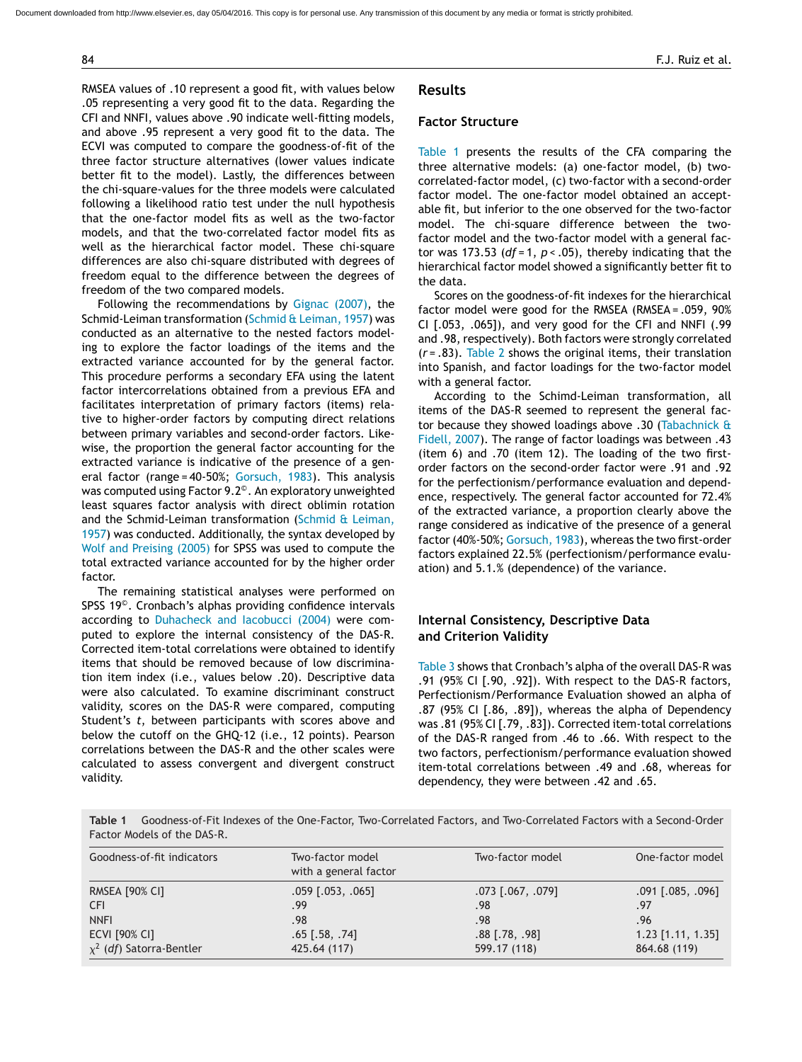RMSEA values of .10 represent a good fit, with values below .05 representing a very good fit to the data. Regarding the CFI and NNFI, values above .90 indicate well-fitting models, and above .95 represent a very good fit to the data. The ECVI was computed to compare the goodness-of-fit of the three factor structure alternatives (lower values indicate better fit to the model). Lastly, the differences between the chi-square-values for the three models were calculated following a likelihood ratio test under the null hypothesis that the one-factor model fits as well as the two-factor models, and that the two-correlated factor model fits as well as the hierarchical factor model. These chi-square differences are also chi-square distributed with degrees of freedom equal to the difference between the degrees of freedom of the two compared models.

Following the recommendations by Gignac (2007), the Schmid-Leiman transformation (Schmid & Leiman, 1957) was conducted as an alternative to the nested factors modeling to explore the factor loadings of the items and the extracted variance accounted for by the general factor. This procedure performs a secondary EFA using the latent factor intercorrelations obtained from a previous EFA and facilitates interpretation of primary factors (items) relative to higher-order factors by computing direct relations between primary variables and second-order factors. Likewise, the proportion the general factor accounting for the extracted variance is indicative of the presence of a general factor (range = 40-50%; Gorsuch, 1983). This analysis was computed using Factor 9.2©. An exploratory unweighted least squares factor analysis with direct oblimin rotation and the Schmid-Leiman transformation (Schmid & Leiman, 1957) was conducted. Additionally, the syntax developed by Wolf and Preising (2005) for SPSS was used to compute the total extracted variance accounted for by the higher order factor.

The remaining statistical analyses were performed on SPSS 19©. Cronbach's alphas providing confidence intervals according to Duhacheck and Iacobucci (2004) were computed to explore the internal consistency of the DAS-R. Corrected item-total correlations were obtained to identify items that should be removed because of low discrimination item index (i.e., values below .20). Descriptive data were also calculated. To examine discriminant construct validity, scores on the DAS-R were compared, computing Student's *t*, between participants with scores above and below the cutoff on the GHQ-12 (i.e., 12 points). Pearson correlations between the DAS-R and the other scales were calculated to assess convergent and divergent construct validity.

## Results

### Factor Structure

Table 1 presents the results of the CFA comparing the three alternative models: (a) one-factor model, (b) two-correlated-factor model, (c) two-factor with a second-order factor model. The one-factor model obtained an acceptable fit, but inferior to the one observed for the two-factor model. The chi-square difference between the two-factor model and the two-factor model with a general factor was 173.53 ($df = 1$, $p < .05$), thereby indicating that the hierarchical factor model showed a significantly better fit to the data.

Scores on the goodness-of-fit indexes for the hierarchical factor model were good for the RMSEA (RMSEA = .059, 90% CI [.053, .065]), and very good for the CFI and NNFI (.99 and .98, respectively). Both factors were strongly correlated ($r = .83$). Table 2 shows the original items, their translation into Spanish, and factor loadings for the two-factor model with a general factor.

According to the Schimd-Leiman transformation, all items of the DAS-R seemed to represent the general factor because they showed loadings above .30 (Tabachnick & Fidell, 2007). The range of factor loadings was between .43 (item 6) and .70 (item 12). The loading of the two first-order factors on the second-order factor were .91 and .92 for the perfectionism/performance evaluation and dependence, respectively. The general factor accounted for 72.4% of the extracted variance, a proportion clearly above the range considered as indicative of the presence of a general factor (40%-50%; Gorsuch, 1983), whereas the two first-order factors explained 22.5% (perfectionism/performance evaluation) and 5.1.% (dependence) of the variance.

### Internal Consistency, Descriptive Data and Criterion Validity

Table 3 shows that Cronbach's alpha of the overall DAS-R was .91 (95% CI [.90, .92]). With respect to the DAS-R factors, Perfectionism/Performance Evaluation showed an alpha of .87 (95% CI [.86, .89]), whereas the alpha of Dependency was .81 (95% CI [.79, .83]). Corrected item-total correlations of the DAS-R ranged from .46 to .66. With respect to the two factors, perfectionism/performance evaluation showed item-total correlations between .49 and .68, whereas for dependency, they were between .42 and .65.

**Table 1** Goodness-of-Fit Indexes of the One-Factor, Two-Correlated Factors, and Two-Correlated Factors with a Second-Order Factor Models of the DAS-R.

| Goodness-of-fit indicators | Two-factor model with a general factor | Two-factor model | One-factor model |
|---|---|---|---|
| RMSEA [90% CI] | .059 [.053, .065] | .073 [.067, .079] | .091 [.085, .096] |
| CFI | .99 | .98 | .97 |
| NNFI | .98 | .98 | .96 |
| ECVI [90% CI] | .65 [.58, .74] | .88 [.78, .98] | 1.23 [1.11, 1.35] |
| $\chi^2$ (*df*) Satorra-Bentler | 425.64 (117) | 599.17 (118) | 864.68 (119) |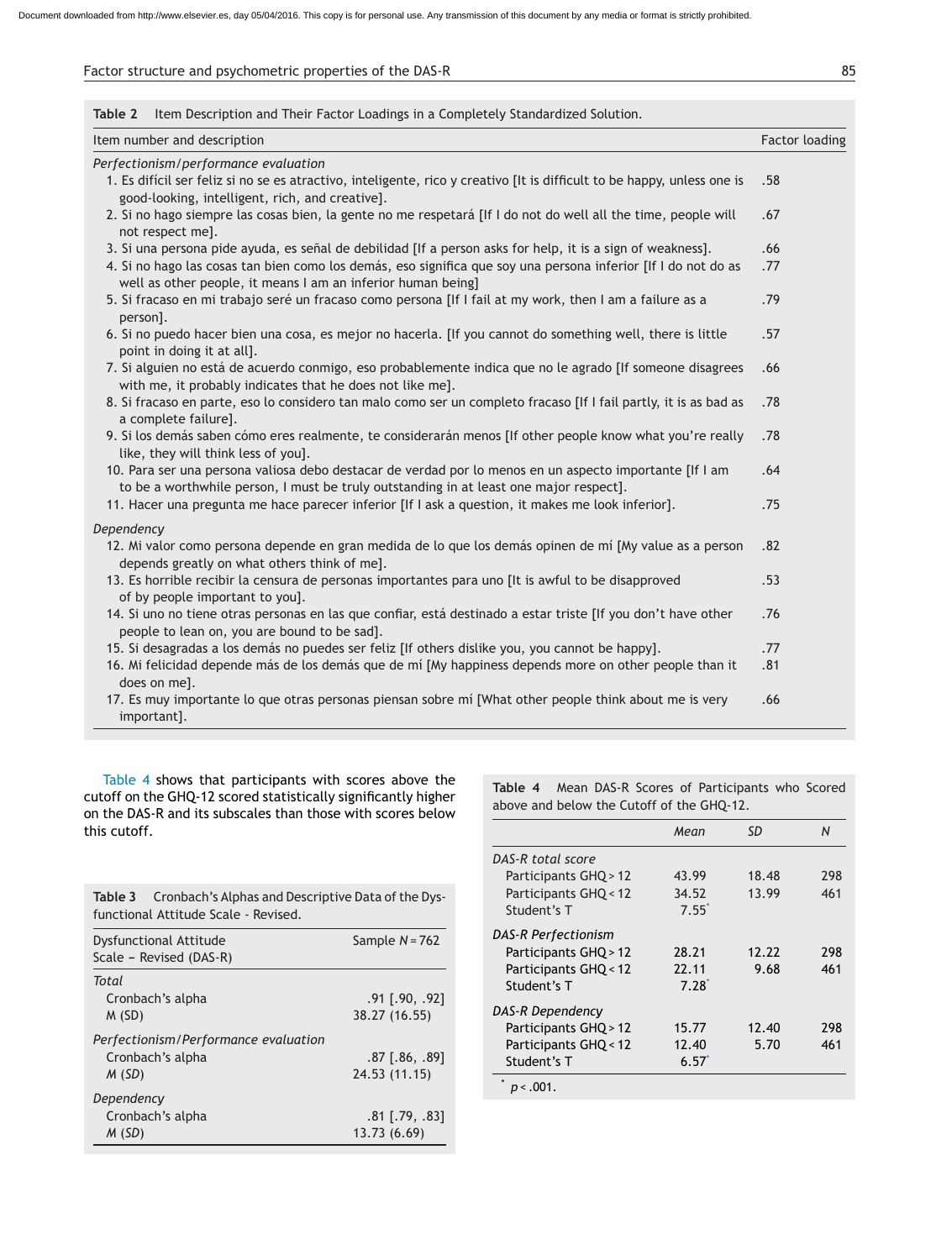**Table 2** Item Description and Their Factor Loadings in a Completely Standardized Solution.

| Item number and description | Factor loading |
|---|---|
| *Perfectionism/performance evaluation* | |
| 1. Es difícil ser feliz si no se es atractivo, inteligente, rico y creativo [It is difficult to be happy, unless one is good-looking, intelligent, rich, and creative]. | .58 |
| 2. Si no hago siempre las cosas bien, la gente no me respetará [If I do not do well all the time, people will not respect me]. | .67 |
| 3. Si una persona pide ayuda, es señal de debilidad [If a person asks for help, it is a sign of weakness]. | .66 |
| 4. Si no hago las cosas tan bien como los demás, eso significa que soy una persona inferior [If I do not do as well as other people, it means I am an inferior human being] | .77 |
| 5. Si fracaso en mi trabajo seré un fracaso como persona [If I fail at my work, then I am a failure as a person]. | .79 |
| 6. Si no puedo hacer bien una cosa, es mejor no hacerla. [If you cannot do something well, there is little point in doing it at all]. | .57 |
| 7. Si alguien no está de acuerdo conmigo, eso probablemente indica que no le agrado [If someone disagrees with me, it probably indicates that he does not like me]. | .66 |
| 8. Si fracaso en parte, eso lo considero tan malo como ser un completo fracaso [If I fail partly, it is as bad as a complete failure]. | .78 |
| 9. Si los demás saben cómo eres realmente, te considerarán menos [If other people know what you're really like, they will think less of you]. | .78 |
| 10. Para ser una persona valiosa debo destacar de verdad por lo menos en un aspecto importante [If I am to be a worthwhile person, I must be truly outstanding in at least one major respect]. | .64 |
| 11. Hacer una pregunta me hace parecer inferior [If I ask a question, it makes me look inferior]. | .75 |
| *Dependency* | |
| 12. Mi valor como persona depende en gran medida de lo que los demás opinen de mí [My value as a person depends greatly on what others think of me]. | .82 |
| 13. Es horrible recibir la censura de personas importantes para uno [It is awful to be disapproved of by people important to you]. | .53 |
| 14. Si uno no tiene otras personas en las que confiar, está destinado a estar triste [If you don't have other people to lean on, you are bound to be sad]. | .76 |
| 15. Si desagradas a los demás no puedes ser feliz [If others dislike you, you cannot be happy]. | .77 |
| 16. Mi felicidad depende más de los demás que de mí [My happiness depends more on other people than it does on me]. | .81 |
| 17. Es muy importante lo que otras personas piensan sobre mí [What other people think about me is very important]. | .66 |

Table 4 shows that participants with scores above the cutoff on the GHQ-12 scored statistically significantly higher on the DAS-R and its subscales than those with scores below this cutoff.

**Table 3** Cronbach's Alphas and Descriptive Data of the Dysfunctional Attitude Scale - Revised.

| Dysfunctional Attitude Scale – Revised (DAS-R) | Sample $N = 762$ |
|---|---|
| *Total* | |
| Cronbach's alpha | .91 [.90, .92] |
| M (SD) | 38.27 (16.55) |
| *Perfectionism/Performance evaluation* | |
| Cronbach's alpha | .87 [.86, .89] |
| *M* (*SD*) | 24.53 (11.15) |
| *Dependency* | |
| Cronbach's alpha | .81 [.79, .83] |
| *M* (*SD*) | 13.73 (6.69) |

**Table 4** Mean DAS-R Scores of Participants who Scored above and below the Cutoff of the GHQ-12.

| | *Mean* | *SD* | *N* |
|---|---|---|---|
| *DAS-R total score* | | | |
| Participants GHQ > 12 | 43.99 | 18.48 | 298 |
| Participants GHQ < 12 | 34.52 | 13.99 | 461 |
| Student's T | 7.55* | | |
| *DAS-R Perfectionism* | | | |
| Participants GHQ > 12 | 28.21 | 12.22 | 298 |
| Participants GHQ < 12 | 22.11 | 9.68 | 461 |
| Student's T | 7.28* | | |
| *DAS-R Dependency* | | | |
| Participants GHQ > 12 | 15.77 | 12.40 | 298 |
| Participants GHQ < 12 | 12.40 | 5.70 | 461 |
| Student's T | 6.57* | | |

* $p < .001$.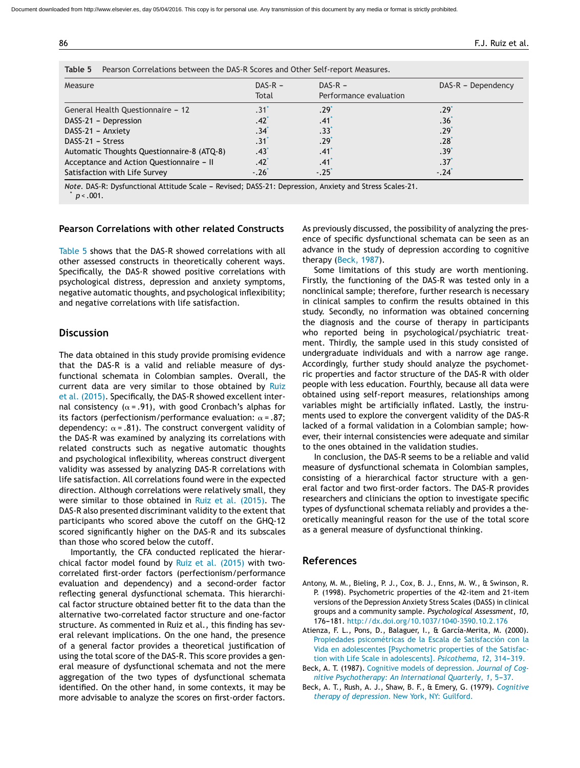**Table 5** Pearson Correlations between the DAS-R Scores and Other Self-report Measures.

| Measure | DAS-R – Total | DAS-R – Performance evaluation | DAS-R – Dependency |
|---|---|---|---|
| General Health Questionnaire – 12 | .31* | .29* | .29* |
| DASS-21 – Depression | .42* | .41* | .36* |
| DASS-21 – Anxiety | .34* | .33* | .29* |
| DASS-21 – Stress | .31* | .29* | .28* |
| Automatic Thoughts Questionnaire-8 (ATQ-8) | .43* | .41* | .39* |
| Acceptance and Action Questionnaire – II | .42* | .41* | .37* |
| Satisfaction with Life Survey | -.26* | -.25* | -.24* |

*Note.* DAS-R: Dysfunctional Attitude Scale – Revised; DASS-21: Depression, Anxiety and Stress Scales-21.
* $p < .001$.

## Pearson Correlations with other related Constructs

Table 5 shows that the DAS-R showed correlations with all other assessed constructs in theoretically coherent ways. Specifically, the DAS-R showed positive correlations with psychological distress, depression and anxiety symptoms, negative automatic thoughts, and psychological inflexibility; and negative correlations with life satisfaction.

## Discussion

The data obtained in this study provide promising evidence that the DAS-R is a valid and reliable measure of dysfunctional schemata in Colombian samples. Overall, the current data are very similar to those obtained by Ruiz et al. (2015). Specifically, the DAS-R showed excellent internal consistency ($\alpha = .91$), with good Cronbach's alphas for its factors (perfectionism/performance evaluation: $\alpha = .87$; dependency: $\alpha = .81$). The construct convergent validity of the DAS-R was examined by analyzing its correlations with related constructs such as negative automatic thoughts and psychological inflexibility, whereas construct divergent validity was assessed by analyzing DAS-R correlations with life satisfaction. All correlations found were in the expected direction. Although correlations were relatively small, they were similar to those obtained in Ruiz et al. (2015). The DAS-R also presented discriminant validity to the extent that participants who scored above the cutoff on the GHQ-12 scored significantly higher on the DAS-R and its subscales than those who scored below the cutoff.

Importantly, the CFA conducted replicated the hierarchical factor model found by Ruiz et al. (2015) with two-correlated first-order factors (perfectionism/performance evaluation and dependency) and a second-order factor reflecting general dysfunctional schemata. This hierarchical factor structure obtained better fit to the data than the alternative two-correlated factor structure and one-factor structure. As commented in Ruiz et al., this finding has several relevant implications. On the one hand, the presence of a general factor provides a theoretical justification of using the total score of the DAS-R. This score provides a general measure of dysfunctional schemata and not the mere aggregation of the two types of dysfunctional schemata identified. On the other hand, in some contexts, it may be more advisable to analyze the scores on first-order factors. As previously discussed, the possibility of analyzing the presence of specific dysfunctional schemata can be seen as an advance in the study of depression according to cognitive therapy (Beck, 1987).

Some limitations of this study are worth mentioning. Firstly, the functioning of the DAS-R was tested only in a nonclinical sample; therefore, further research is necessary in clinical samples to confirm the results obtained in this study. Secondly, no information was obtained concerning the diagnosis and the course of therapy in participants who reported being in psychological/psychiatric treatment. Thirdly, the sample used in this study consisted of undergraduate individuals and with a narrow age range. Accordingly, further study should analyze the psychometric properties and factor structure of the DAS-R with older people with less education. Fourthly, because all data were obtained using self-report measures, relationships among variables might be artificially inflated. Lastly, the instruments used to explore the convergent validity of the DAS-R lacked of a formal validation in a Colombian sample; however, their internal consistencies were adequate and similar to the ones obtained in the validation studies.

In conclusion, the DAS-R seems to be a reliable and valid measure of dysfunctional schemata in Colombian samples, consisting of a hierarchical factor structure with a general factor and two first-order factors. The DAS-R provides researchers and clinicians the option to investigate specific types of dysfunctional schemata reliably and provides a theoretically meaningful reason for the use of the total score as a general measure of dysfunctional thinking.

## References

Antony, M. M., Bieling, P. J., Cox, B. J., Enns, M. W., & Swinson, R. P. (1998). Psychometric properties of the 42-item and 21-item versions of the Depression Anxiety Stress Scales (DASS) in clinical groups and a community sample. *Psychological Assessment*, *10*, 176–181. http://dx.doi.org/10.1037/1040-3590.10.2.176

Atienza, F. L., Pons, D., Balaguer, I., & García-Merita, M. (2000). Propiedades psicométricas de la Escala de Satisfacción con la Vida en adolescentes [Psychometric properties of the Satisfaction with Life Scale in adolescents]. *Psicothema*, *12*, 314–319.

Beck, A. T. (1987). Cognitive models of depression. *Journal of Cognitive Psychotherapy: An International Quarterly*, *1*, 5–37.

Beck, A. T., Rush, A. J., Shaw, B. F., & Emery, G. (1979). *Cognitive therapy of depression*. New York, NY: Guilford.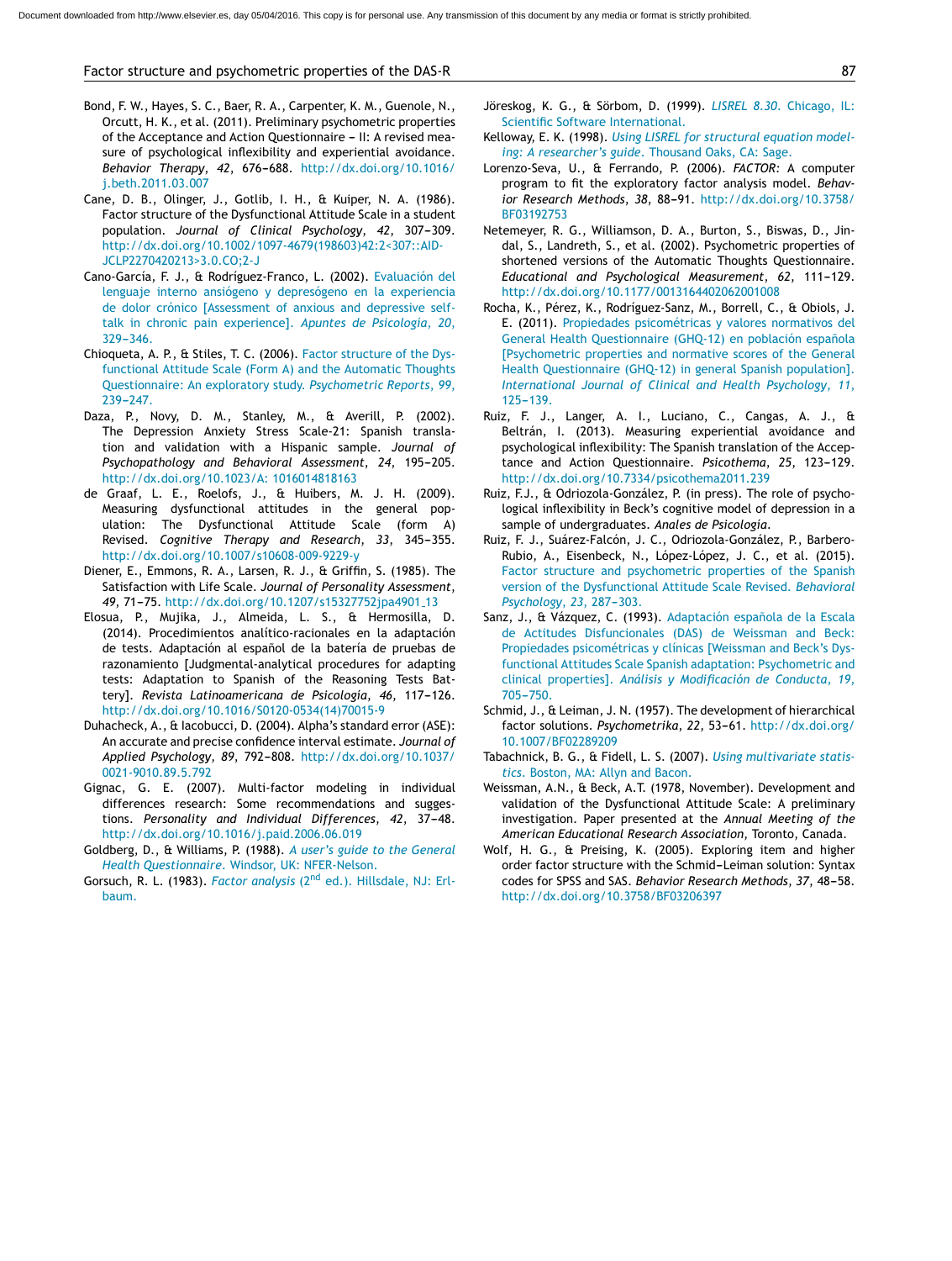Bond, F. W., Hayes, S. C., Baer, R. A., Carpenter, K. M., Guenole, N., Orcutt, H. K., et al. (2011). Preliminary psychometric properties of the Acceptance and Action Questionnaire – II: A revised measure of psychological inflexibility and experiential avoidance. *Behavior Therapy*, *42*, 676–688. http://dx.doi.org/10.1016/j.beth.2011.03.007

Cane, D. B., Olinger, J., Gotlib, I. H., & Kuiper, N. A. (1986). Factor structure of the Dysfunctional Attitude Scale in a student population. *Journal of Clinical Psychology*, *42*, 307–309. http://dx.doi.org/10.1002/1097-4679(198603)42:2<307::AID-JCLP2270420213>3.0.CO;2-J

Cano-García, F. J., & Rodríguez-Franco, L. (2002). Evaluación del lenguaje interno ansiógeno y depresógeno en la experiencia de dolor crónico [Assessment of anxious and depressive self-talk in chronic pain experience]. *Apuntes de Psicología*, *20*, 329–346.

Chioqueta, A. P., & Stiles, T. C. (2006). Factor structure of the Dysfunctional Attitude Scale (Form A) and the Automatic Thoughts Questionnaire: An exploratory study. *Psychometric Reports*, *99*, 239–247.

Daza, P., Novy, D. M., Stanley, M., & Averill, P. (2002). The Depression Anxiety Stress Scale-21: Spanish translation and validation with a Hispanic sample. *Journal of Psychopathology and Behavioral Assessment*, *24*, 195–205. http://dx.doi.org/10.1023/A: 1016014818163

de Graaf, L. E., Roelofs, J., & Huibers, M. J. H. (2009). Measuring dysfunctional attitudes in the general population: The Dysfunctional Attitude Scale (form A) Revised. *Cognitive Therapy and Research*, *33*, 345–355. http://dx.doi.org/10.1007/s10608-009-9229-y

Diener, E., Emmons, R. A., Larsen, R. J., & Griffin, S. (1985). The Satisfaction with Life Scale. *Journal of Personality Assessment*, *49*, 71–75. http://dx.doi.org/10.1207/s15327752jpa4901_13

Elosua, P., Mujika, J., Almeida, L. S., & Hermosilla, D. (2014). Procedimientos analítico-racionales en la adaptación de tests. Adaptación al español de la batería de pruebas de razonamiento [Judgmental-analytical procedures for adapting tests: Adaptation to Spanish of the Reasoning Tests Battery]. *Revista Latinoamericana de Psicología*, *46*, 117–126. http://dx.doi.org/10.1016/S0120-0534(14)70015-9

Duhacheck, A., & Iacobucci, D. (2004). Alpha's standard error (ASE): An accurate and precise confidence interval estimate. *Journal of Applied Psychology*, *89*, 792–808. http://dx.doi.org/10.1037/0021-9010.89.5.792

Gignac, G. E. (2007). Multi-factor modeling in individual differences research: Some recommendations and suggestions. *Personality and Individual Differences*, *42*, 37–48. http://dx.doi.org/10.1016/j.paid.2006.06.019

Goldberg, D., & Williams, P. (1988). *A user's guide to the General Health Questionnaire*. Windsor, UK: NFER-Nelson.

Gorsuch, R. L. (1983). *Factor analysis* (2nd ed.). Hillsdale, NJ: Erlbaum.

Jöreskog, K. G., & Sörbom, D. (1999). *LISREL 8.30*. Chicago, IL: Scientific Software International.

Kelloway, E. K. (1998). *Using LISREL for structural equation modeling: A researcher's guide*. Thousand Oaks, CA: Sage.

Lorenzo-Seva, U., & Ferrando, P. (2006). *FACTOR:* A computer program to fit the exploratory factor analysis model. *Behavior Research Methods*, *38*, 88–91. http://dx.doi.org/10.3758/BF03192753

Netemeyer, R. G., Williamson, D. A., Burton, S., Biswas, D., Jindal, S., Landreth, S., et al. (2002). Psychometric properties of shortened versions of the Automatic Thoughts Questionnaire. *Educational and Psychological Measurement*, *62*, 111–129. http://dx.doi.org/10.1177/0013164402062001008

Rocha, K., Pérez, K., Rodríguez-Sanz, M., Borrell, C., & Obiols, J. E. (2011). Propiedades psicométricas y valores normativos del General Health Questionnaire (GHQ-12) en población española [Psychometric properties and normative scores of the General Health Questionnaire (GHQ-12) in general Spanish population]. *International Journal of Clinical and Health Psychology*, *11*, 125–139.

Ruiz, F. J., Langer, A. I., Luciano, C., Cangas, A. J., & Beltrán, I. (2013). Measuring experiential avoidance and psychological inflexibility: The Spanish translation of the Acceptance and Action Questionnaire. *Psicothema*, *25*, 123–129. http://dx.doi.org/10.7334/psicothema2011.239

Ruiz, F.J., & Odriozola-González, P. (in press). The role of psychological inflexibility in Beck's cognitive model of depression in a sample of undergraduates. *Anales de Psicología*.

Ruiz, F. J., Suárez-Falcón, J. C., Odriozola-González, P., Barbero-Rubio, A., Eisenbeck, N., López-López, J. C., et al. (2015). Factor structure and psychometric properties of the Spanish version of the Dysfunctional Attitude Scale Revised. *Behavioral Psychology*, *23*, 287–303.

Sanz, J., & Vázquez, C. (1993). Adaptación española de la Escala de Actitudes Disfuncionales (DAS) de Weissman and Beck: Propiedades psicométricas y clínicas [Weissman and Beck's Dysfunctional Attitudes Scale Spanish adaptation: Psychometric and clinical properties]. *Análisis y Modificación de Conducta*, *19*, 705–750.

Schmid, J., & Leiman, J. N. (1957). The development of hierarchical factor solutions. *Psychometrika*, *22*, 53–61. http://dx.doi.org/10.1007/BF02289209

Tabachnick, B. G., & Fidell, L. S. (2007). *Using multivariate statistics*. Boston, MA: Allyn and Bacon.

Weissman, A.N., & Beck, A.T. (1978, November). Development and validation of the Dysfunctional Attitude Scale: A preliminary investigation. Paper presented at the *Annual Meeting of the American Educational Research Association*, Toronto, Canada.

Wolf, H. G., & Preising, K. (2005). Exploring item and higher order factor structure with the Schmid–Leiman solution: Syntax codes for SPSS and SAS. *Behavior Research Methods*, *37*, 48–58. http://dx.doi.org/10.3758/BF03206397